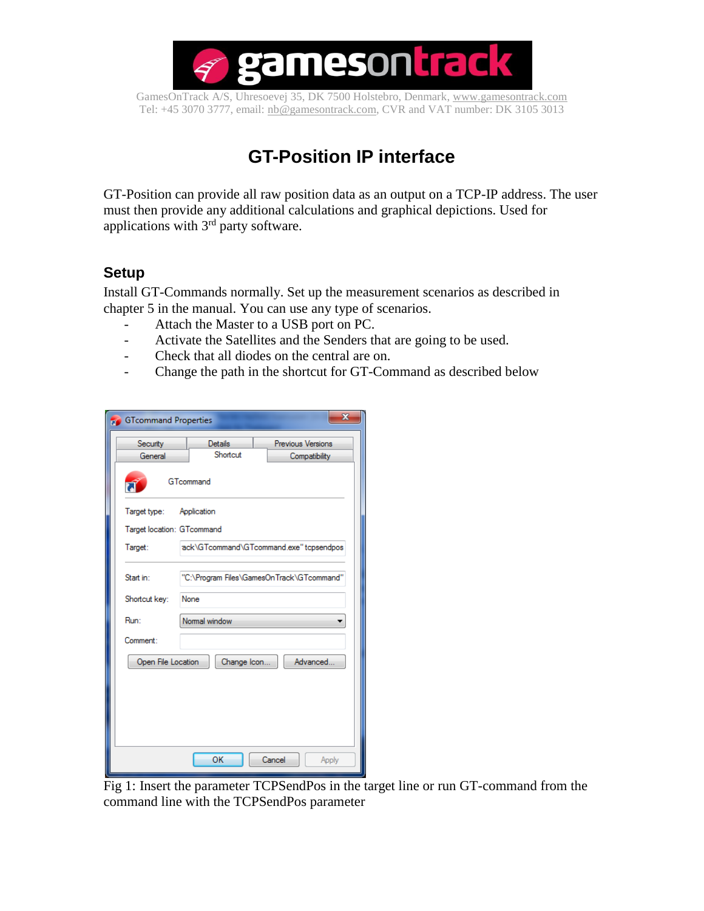GamesOnTrack A/S, Uhresoevej 35, DK 7500 Holstebro, Denmark, www.gamesontrack.com
Tel: +45 3070 3777, email: nb@gamesontrack.com, CVR and VAT number: DK 3105 3013

# GT-Position IP interface

GT-Position can provide all raw position data as an output on a TCP-IP address. The user must then provide any additional calculations and graphical depictions. Used for applications with 3rd party software.

## Setup

Install GT-Commands normally. Set up the measurement scenarios as described in chapter 5 in the manual. You can use any type of scenarios.

- Attach the Master to a USB port on PC.
- Activate the Satellites and the Senders that are going to be used.
- Check that all diodes on the central are on.
- Change the path in the shortcut for GT-Command as described below

Fig 1: Insert the parameter TCPSendPos in the target line or run GT-command from the command line with the TCPSendPos parameter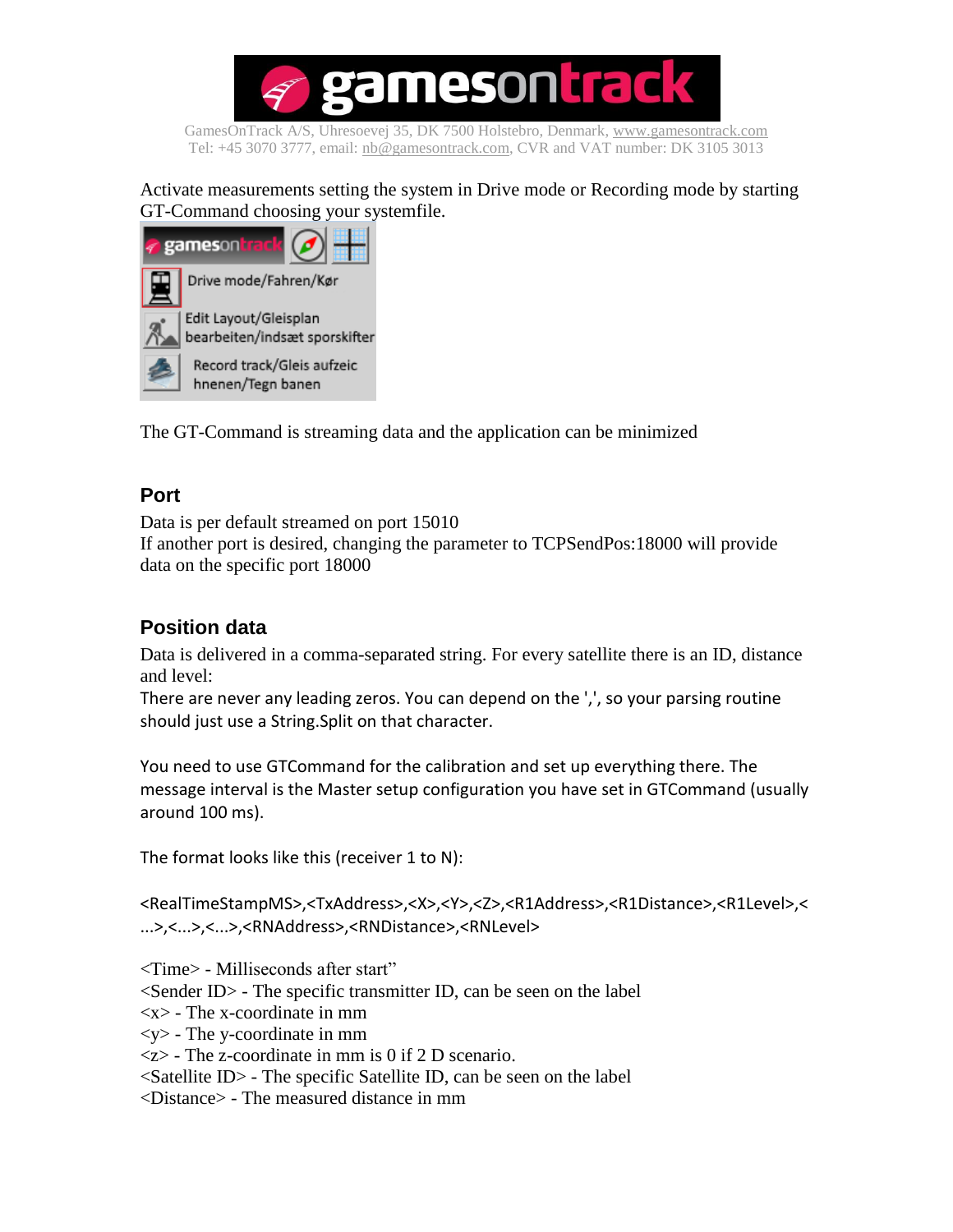Activate measurements setting the system in Drive mode or Recording mode by starting GT-Command choosing your systemfile.

Drive mode/Fahren/Kør

Edit Layout/Gleisplan bearbeiten/indsæt sporskifter

Record track/Gleis aufzeichnen/Tegn banen

The GT-Command is streaming data and the application can be minimized

## Port

Data is per default streamed on port 15010
If another port is desired, changing the parameter to TCPSendPos:18000 will provide data on the specific port 18000

## Position data

Data is delivered in a comma-separated string. For every satellite there is an ID, distance and level:
There are never any leading zeros. You can depend on the ',', so your parsing routine should just use a String.Split on that character.

You need to use GTCommand for the calibration and set up everything there. The message interval is the Master setup configuration you have set in GTCommand (usually around 100 ms).

The format looks like this (receiver 1 to N):

<RealTimeStampMS>,<TxAddress>,<X>,<Y>,<Z>,<R1Address>,<R1Distance>,<R1Level>,<...>,<...>,<...>,<RNAddress>,<RNDistance>,<RNLevel>

<Time> - Milliseconds after start"
<Sender ID> - The specific transmitter ID, can be seen on the label
<x> - The x-coordinate in mm
<y> - The y-coordinate in mm
<z> - The z-coordinate in mm is 0 if 2 D scenario.
<Satellite ID> - The specific Satellite ID, can be seen on the label
<Distance> - The measured distance in mm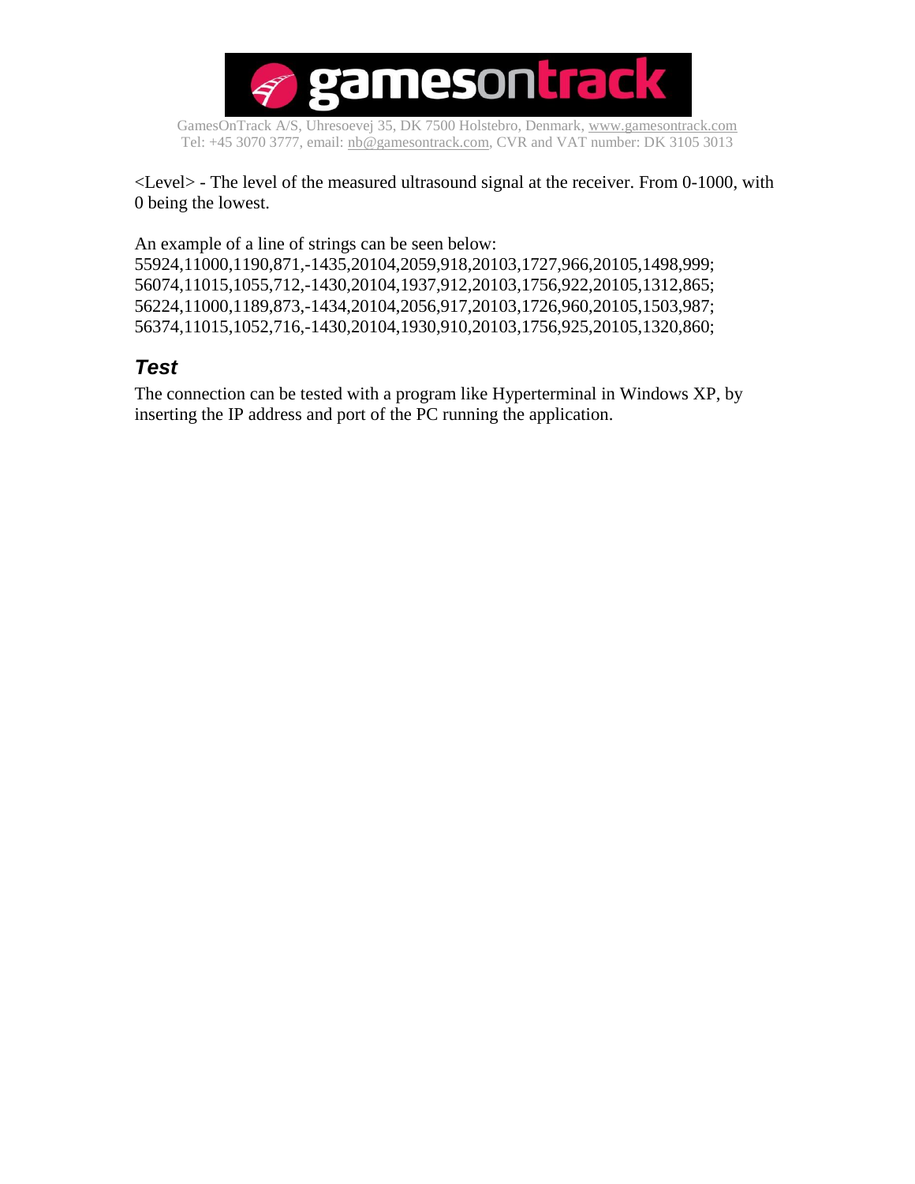<Level> - The level of the measured ultrasound signal at the receiver. From 0-1000, with 0 being the lowest.

An example of a line of strings can be seen below:

```
55924,11000,1190,871,-1435,20104,2059,918,20103,1727,966,20105,1498,999;
56074,11015,1055,712,-1430,20104,1937,912,20103,1756,922,20105,1312,865;
56224,11000,1189,873,-1434,20104,2056,917,20103,1726,960,20105,1503,987;
56374,11015,1052,716,-1430,20104,1930,910,20103,1756,925,20105,1320,860;
```

## *Test*

The connection can be tested with a program like Hyperterminal in Windows XP, by inserting the IP address and port of the PC running the application.